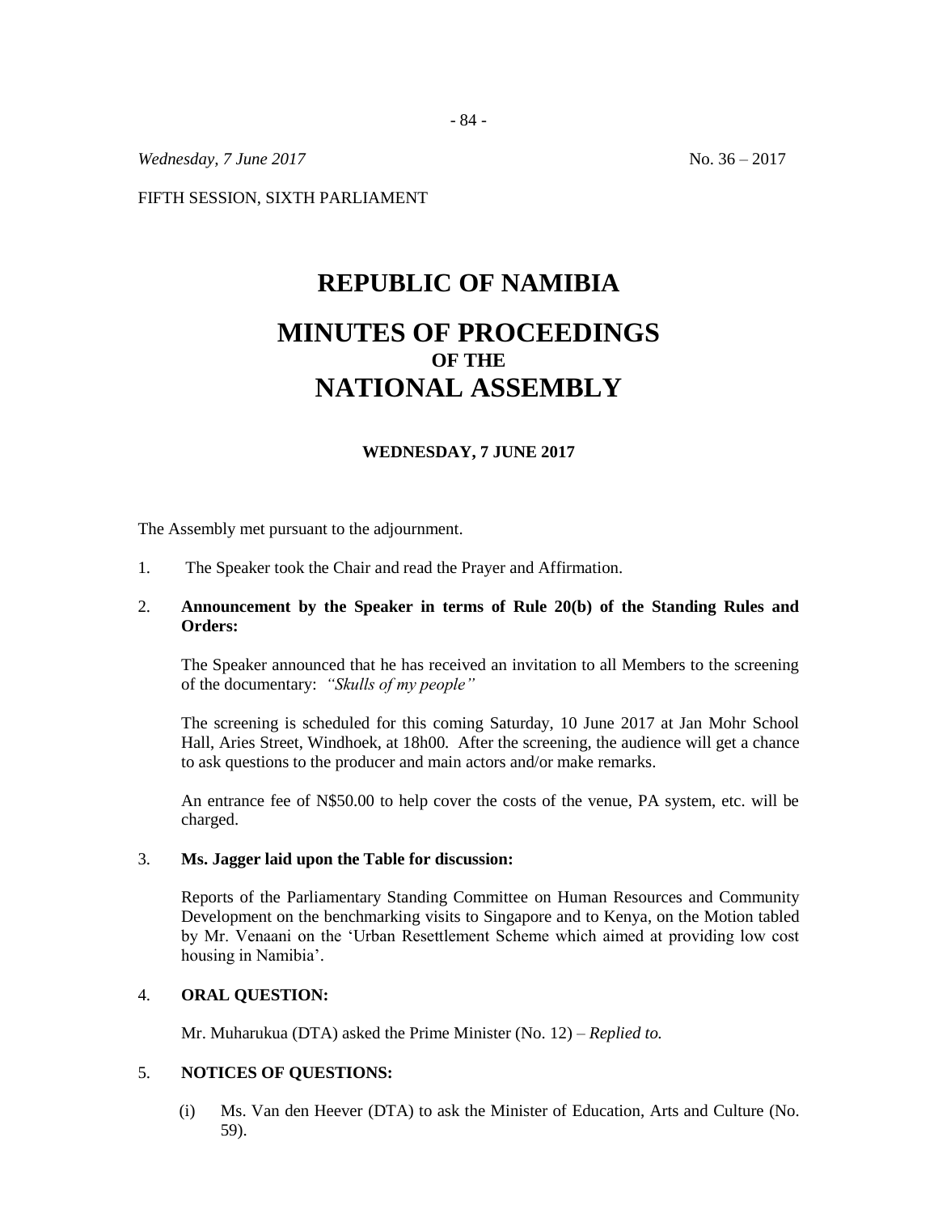*Wednesday, 7 June 2017* No. 36 – 2017

FIFTH SESSION, SIXTH PARLIAMENT

# REPUBLIC OF NAMIBIA

# MINUTES OF PROCEEDINGS
## OF THE
# NATIONAL ASSEMBLY

**WEDNESDAY, 7 JUNE 2017**

The Assembly met pursuant to the adjournment.

1. The Speaker took the Chair and read the Prayer and Affirmation.

2. **Announcement by the Speaker in terms of Rule 20(b) of the Standing Rules and Orders:**

   The Speaker announced that he has received an invitation to all Members to the screening of the documentary: *"Skulls of my people"*

   The screening is scheduled for this coming Saturday, 10 June 2017 at Jan Mohr School Hall, Aries Street, Windhoek, at 18h00. After the screening, the audience will get a chance to ask questions to the producer and main actors and/or make remarks.

   An entrance fee of N$50.00 to help cover the costs of the venue, PA system, etc. will be charged.

3. **Ms. Jagger laid upon the Table for discussion:**

   Reports of the Parliamentary Standing Committee on Human Resources and Community Development on the benchmarking visits to Singapore and to Kenya, on the Motion tabled by Mr. Venaani on the 'Urban Resettlement Scheme which aimed at providing low cost housing in Namibia'.

4. **ORAL QUESTION:**

   Mr. Muharukua (DTA) asked the Prime Minister (No. 12) – *Replied to.*

5. **NOTICES OF QUESTIONS:**

   (i) Ms. Van den Heever (DTA) to ask the Minister of Education, Arts and Culture (No. 59).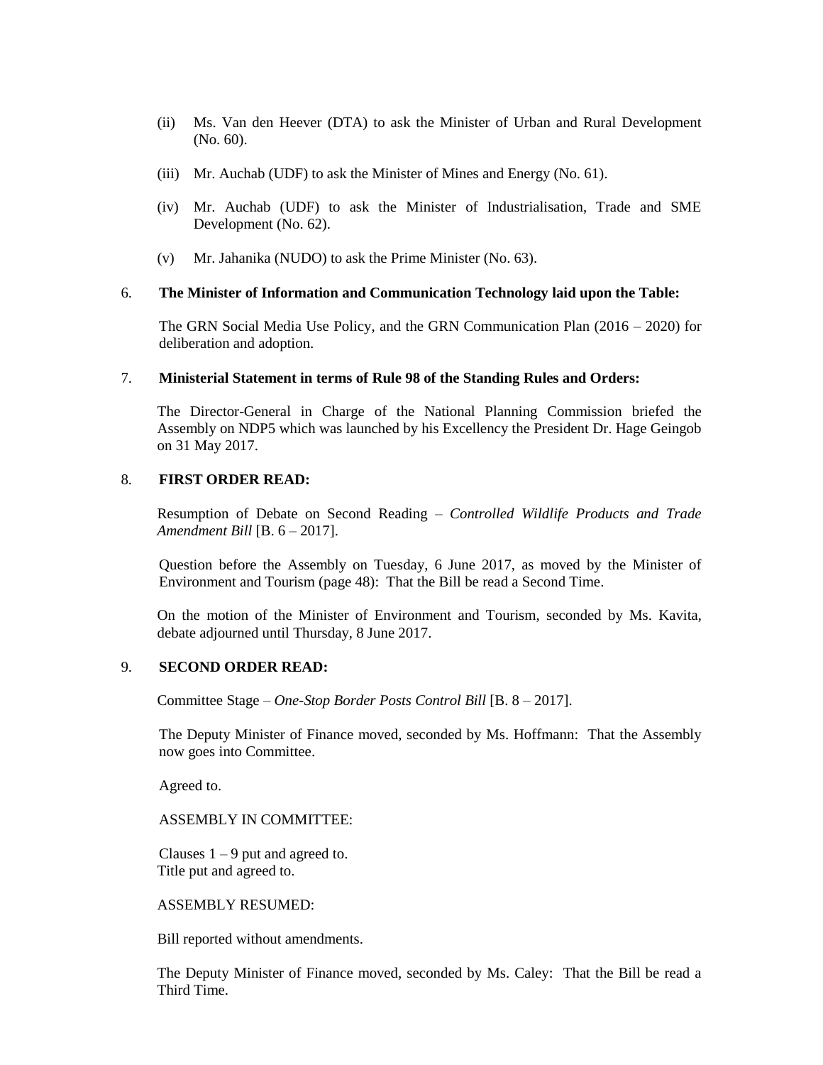(ii) Ms. Van den Heever (DTA) to ask the Minister of Urban and Rural Development (No. 60).

(iii) Mr. Auchab (UDF) to ask the Minister of Mines and Energy (No. 61).

(iv) Mr. Auchab (UDF) to ask the Minister of Industrialisation, Trade and SME Development (No. 62).

(v) Mr. Jahanika (NUDO) to ask the Prime Minister (No. 63).

6. **The Minister of Information and Communication Technology laid upon the Table:**

The GRN Social Media Use Policy, and the GRN Communication Plan (2016 – 2020) for deliberation and adoption.

7. **Ministerial Statement in terms of Rule 98 of the Standing Rules and Orders:**

The Director-General in Charge of the National Planning Commission briefed the Assembly on NDP5 which was launched by his Excellency the President Dr. Hage Geingob on 31 May 2017.

8. **FIRST ORDER READ:**

Resumption of Debate on Second Reading – *Controlled Wildlife Products and Trade Amendment Bill* [B. 6 – 2017].

Question before the Assembly on Tuesday, 6 June 2017, as moved by the Minister of Environment and Tourism (page 48): That the Bill be read a Second Time.

On the motion of the Minister of Environment and Tourism, seconded by Ms. Kavita, debate adjourned until Thursday, 8 June 2017.

9. **SECOND ORDER READ:**

Committee Stage – *One-Stop Border Posts Control Bill* [B. 8 – 2017].

The Deputy Minister of Finance moved, seconded by Ms. Hoffmann: That the Assembly now goes into Committee.

Agreed to.

ASSEMBLY IN COMMITTEE:

Clauses 1 – 9 put and agreed to.
Title put and agreed to.

ASSEMBLY RESUMED:

Bill reported without amendments.

The Deputy Minister of Finance moved, seconded by Ms. Caley: That the Bill be read a Third Time.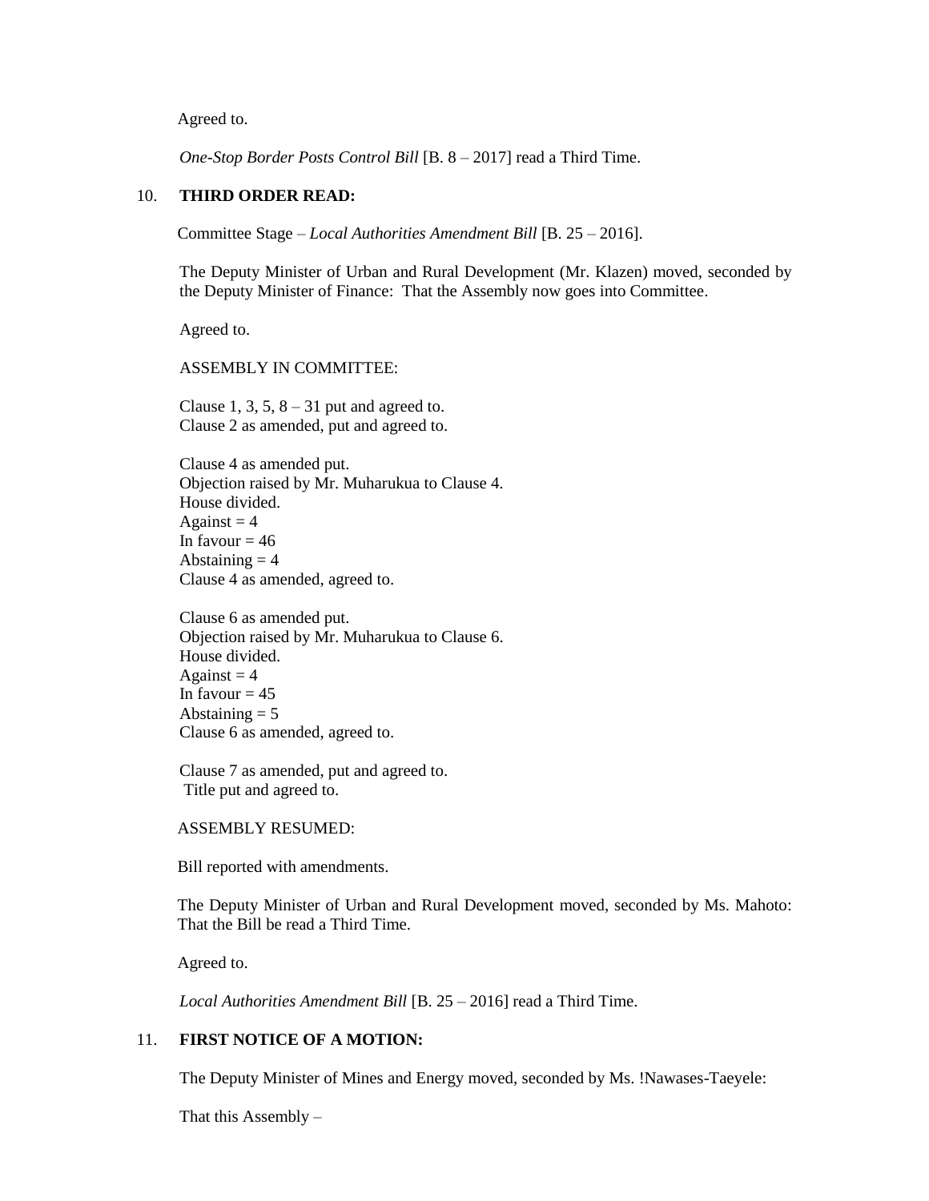Agreed to.

*One-Stop Border Posts Control Bill* [B. 8 – 2017] read a Third Time.

10. **THIRD ORDER READ:**

Committee Stage – *Local Authorities Amendment Bill* [B. 25 – 2016].

The Deputy Minister of Urban and Rural Development (Mr. Klazen) moved, seconded by the Deputy Minister of Finance: That the Assembly now goes into Committee.

Agreed to.

ASSEMBLY IN COMMITTEE:

Clause 1, 3, 5, 8 – 31 put and agreed to.
Clause 2 as amended, put and agreed to.

Clause 4 as amended put.
Objection raised by Mr. Muharukua to Clause 4.
House divided.
Against = 4
In favour = 46
Abstaining = 4
Clause 4 as amended, agreed to.

Clause 6 as amended put.
Objection raised by Mr. Muharukua to Clause 6.
House divided.
Against = 4
In favour = 45
Abstaining = 5
Clause 6 as amended, agreed to.

Clause 7 as amended, put and agreed to.
Title put and agreed to.

ASSEMBLY RESUMED:

Bill reported with amendments.

The Deputy Minister of Urban and Rural Development moved, seconded by Ms. Mahoto: That the Bill be read a Third Time.

Agreed to.

*Local Authorities Amendment Bill* [B. 25 – 2016] read a Third Time.

11. **FIRST NOTICE OF A MOTION:**

The Deputy Minister of Mines and Energy moved, seconded by Ms. !Nawases-Taeyele:

That this Assembly –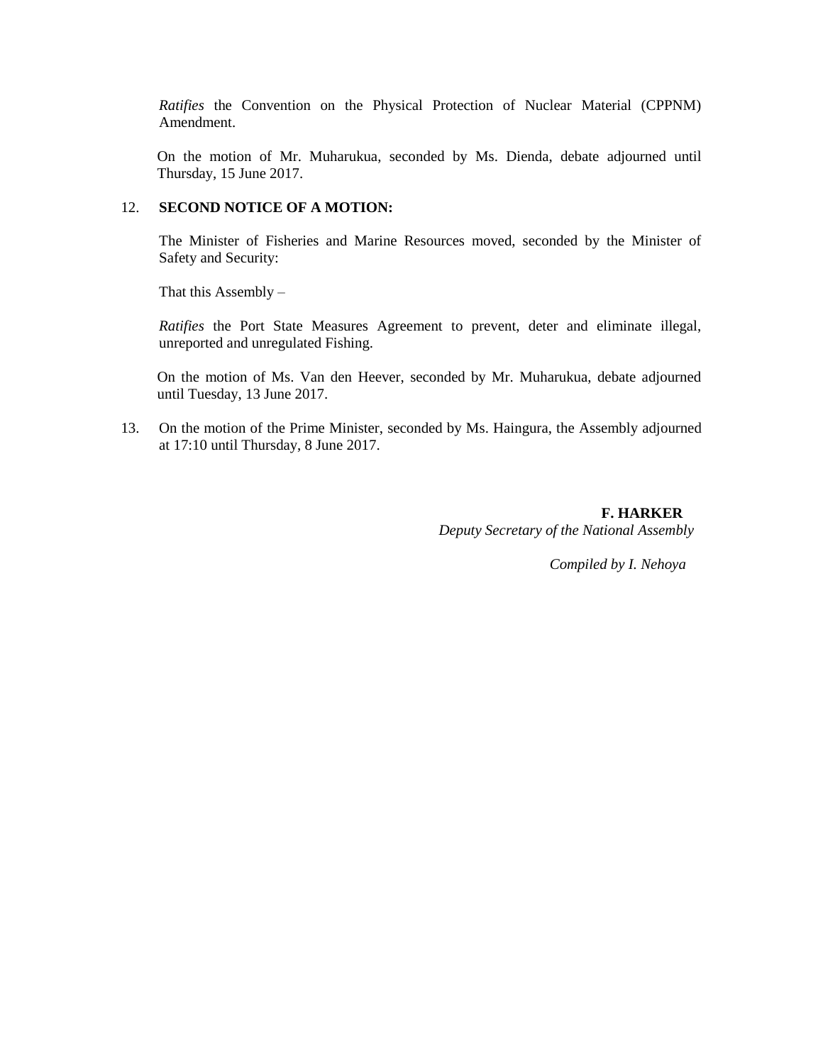*Ratifies* the Convention on the Physical Protection of Nuclear Material (CPPNM) Amendment.

On the motion of Mr. Muharukua, seconded by Ms. Dienda, debate adjourned until Thursday, 15 June 2017.

12. **SECOND NOTICE OF A MOTION:**

The Minister of Fisheries and Marine Resources moved, seconded by the Minister of Safety and Security:

That this Assembly –

*Ratifies* the Port State Measures Agreement to prevent, deter and eliminate illegal, unreported and unregulated Fishing.

On the motion of Ms. Van den Heever, seconded by Mr. Muharukua, debate adjourned until Tuesday, 13 June 2017.

13. On the motion of the Prime Minister, seconded by Ms. Haingura, the Assembly adjourned at 17:10 until Thursday, 8 June 2017.

**F. HARKER**
*Deputy Secretary of the National Assembly*

*Compiled by I. Nehoya*